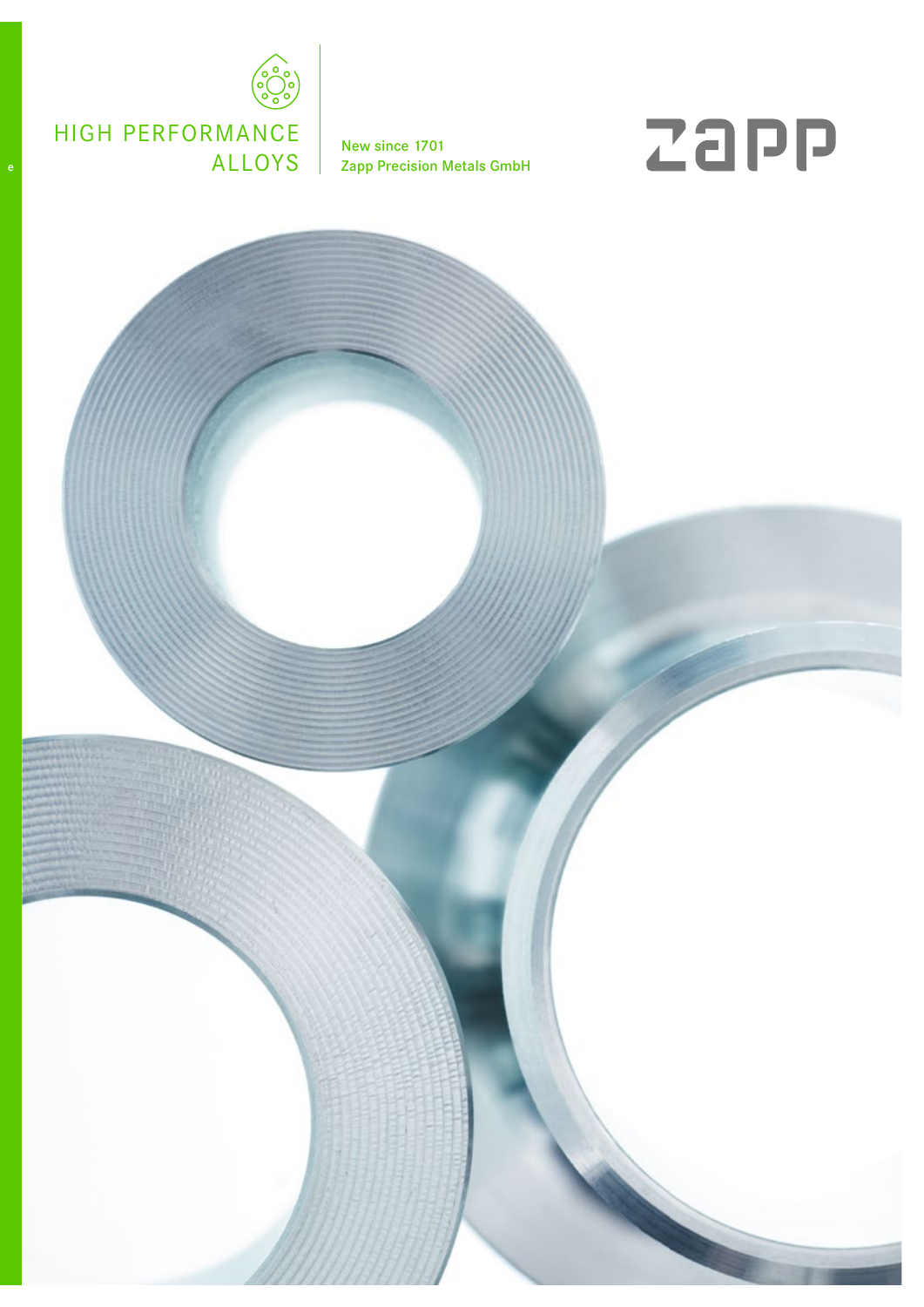# HIGH PERFORMANCE ALLOYS

New since 1701
Zapp Precision Metals GmbH

zapp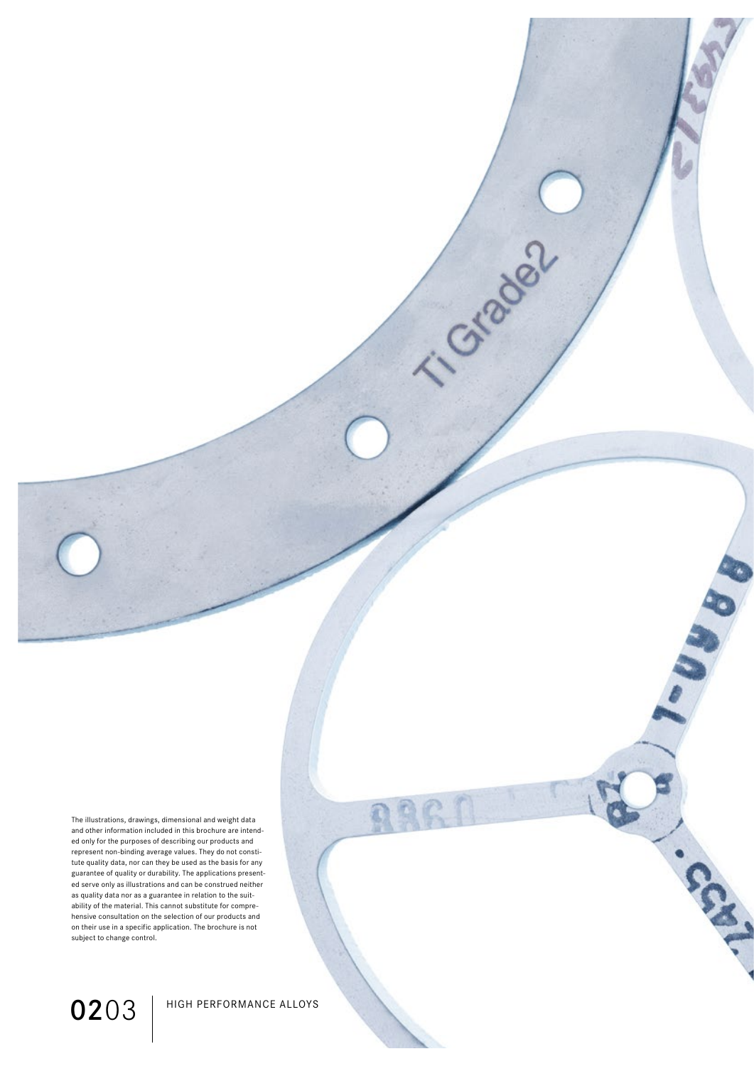The illustrations, drawings, dimensional and weight data and other information included in this brochure are intended only for the purposes of describing our products and represent non-binding average values. They do not constitute quality data, nor can they be used as the basis for any guarantee of quality or durability. The applications presented serve only as illustrations and can be construed neither as quality data nor as a guarantee in relation to the suitability of the material. This cannot substitute for comprehensive consultation on the selection of our products and on their use in a specific application. The brochure is not subject to change control.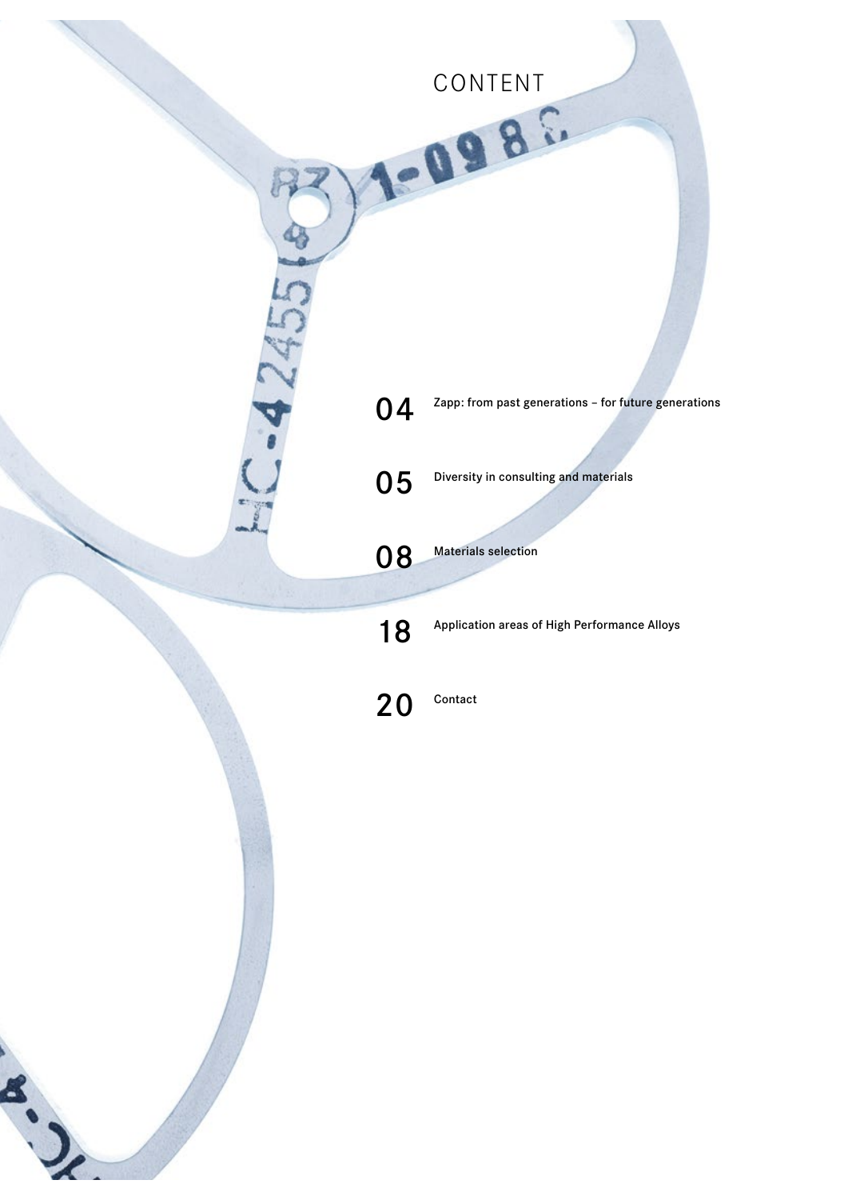# CONTENT

| | |
|---|---|
| 04 | Zapp: from past generations – for future generations |
| 05 | Diversity in consulting and materials |
| 08 | Materials selection |
| 18 | Application areas of High Performance Alloys |
| 20 | Contact |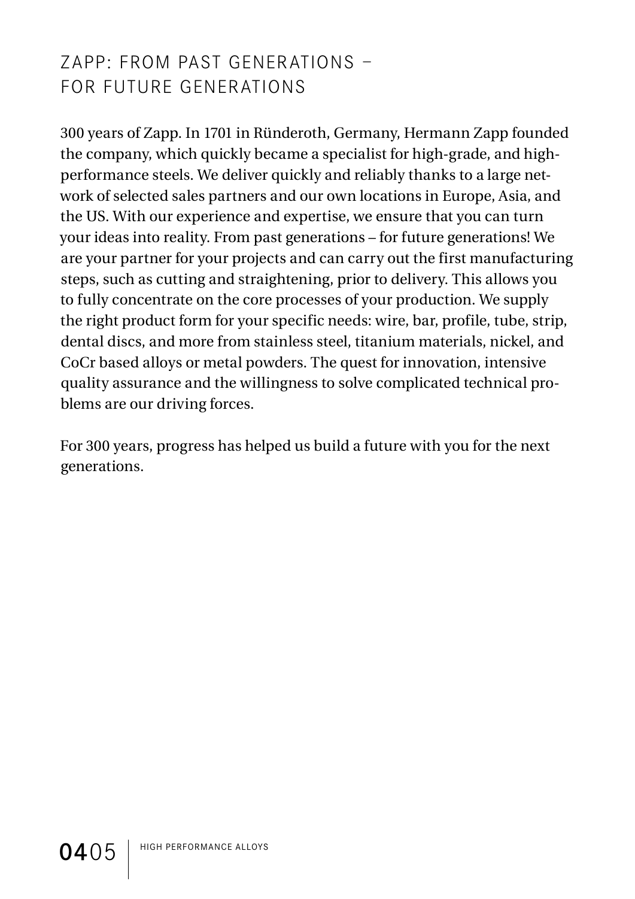# ZAPP: FROM PAST GENERATIONS – FOR FUTURE GENERATIONS

300 years of Zapp. In 1701 in Ründeroth, Germany, Hermann Zapp founded the company, which quickly became a specialist for high-grade, and high-performance steels. We deliver quickly and reliably thanks to a large network of selected sales partners and our own locations in Europe, Asia, and the US. With our experience and expertise, we ensure that you can turn your ideas into reality. From past generations – for future generations! We are your partner for your projects and can carry out the first manufacturing steps, such as cutting and straightening, prior to delivery. This allows you to fully concentrate on the core processes of your production. We supply the right product form for your specific needs: wire, bar, profile, tube, strip, dental discs, and more from stainless steel, titanium materials, nickel, and CoCr based alloys or metal powders. The quest for innovation, intensive quality assurance and the willingness to solve complicated technical problems are our driving forces.

For 300 years, progress has helped us build a future with you for the next generations.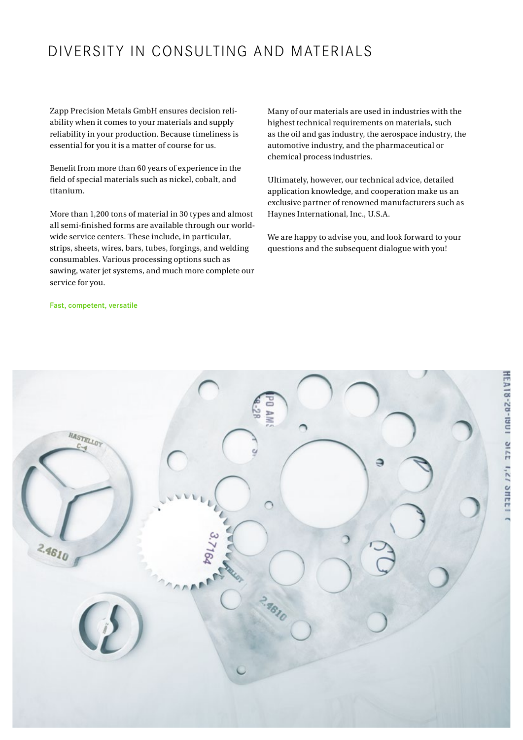# DIVERSITY IN CONSULTING AND MATERIALS

Zapp Precision Metals GmbH ensures decision reliability when it comes to your materials and supply reliability in your production. Because timeliness is essential for you it is a matter of course for us.

Benefit from more than 60 years of experience in the field of special materials such as nickel, cobalt, and titanium.

More than 1,200 tons of material in 30 types and almost all semi-finished forms are available through our worldwide service centers. These include, in particular, strips, sheets, wires, bars, tubes, forgings, and welding consumables. Various processing options such as sawing, water jet systems, and much more complete our service for you.

**Fast, competent, versatile**

Many of our materials are used in industries with the highest technical requirements on materials, such as the oil and gas industry, the aerospace industry, the automotive industry, and the pharmaceutical or chemical process industries.

Ultimately, however, our technical advice, detailed application knowledge, and cooperation make us an exclusive partner of renowned manufacturers such as Haynes International, Inc., U.S.A.

We are happy to advise you, and look forward to your questions and the subsequent dialogue with you!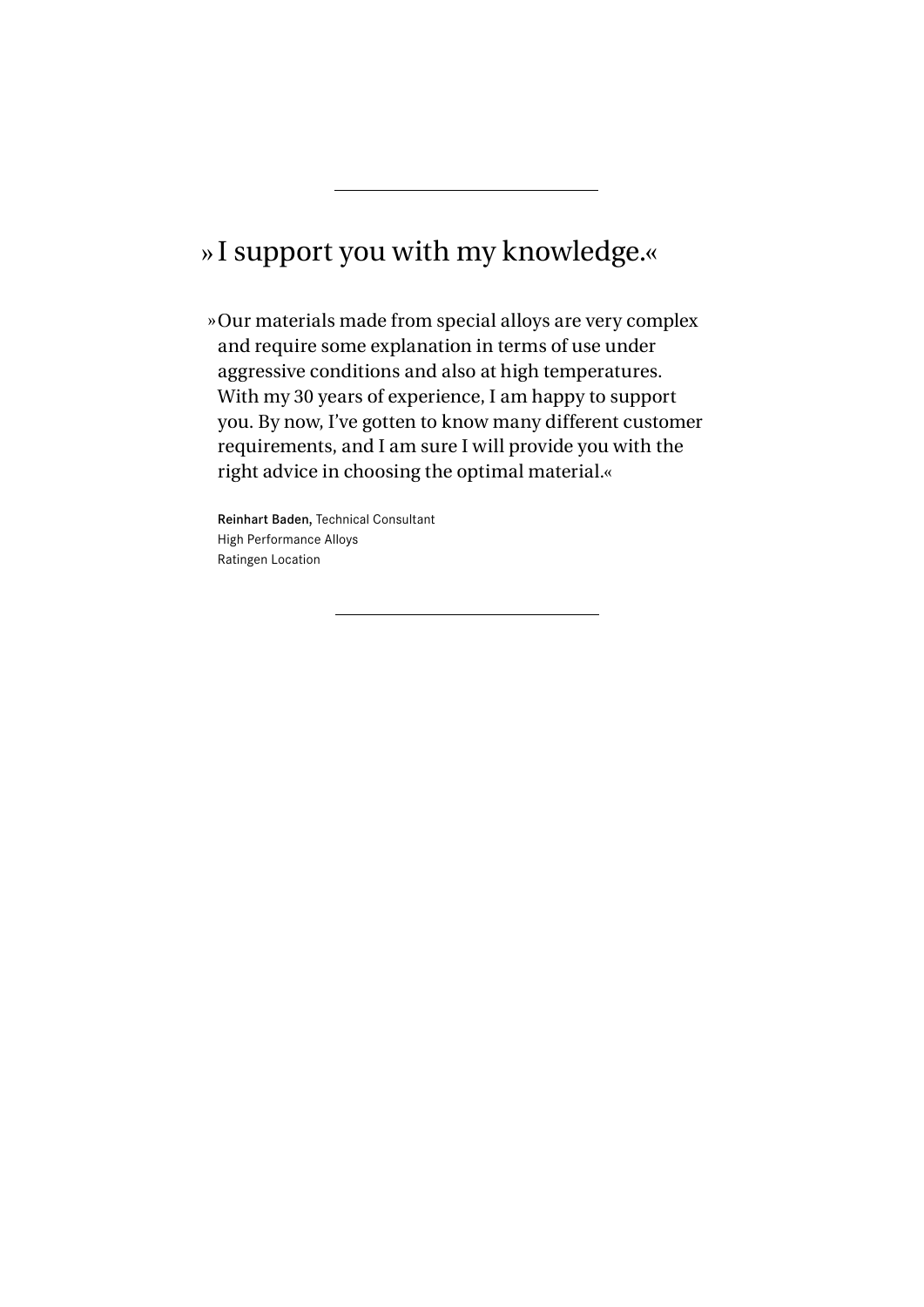---

## »I support you with my knowledge.«

»Our materials made from special alloys are very complex and require some explanation in terms of use under aggressive conditions and also at high temperatures. With my 30 years of experience, I am happy to support you. By now, I've gotten to know many different customer requirements, and I am sure I will provide you with the right advice in choosing the optimal material.«

**Reinhart Baden,** Technical Consultant
High Performance Alloys
Ratingen Location

---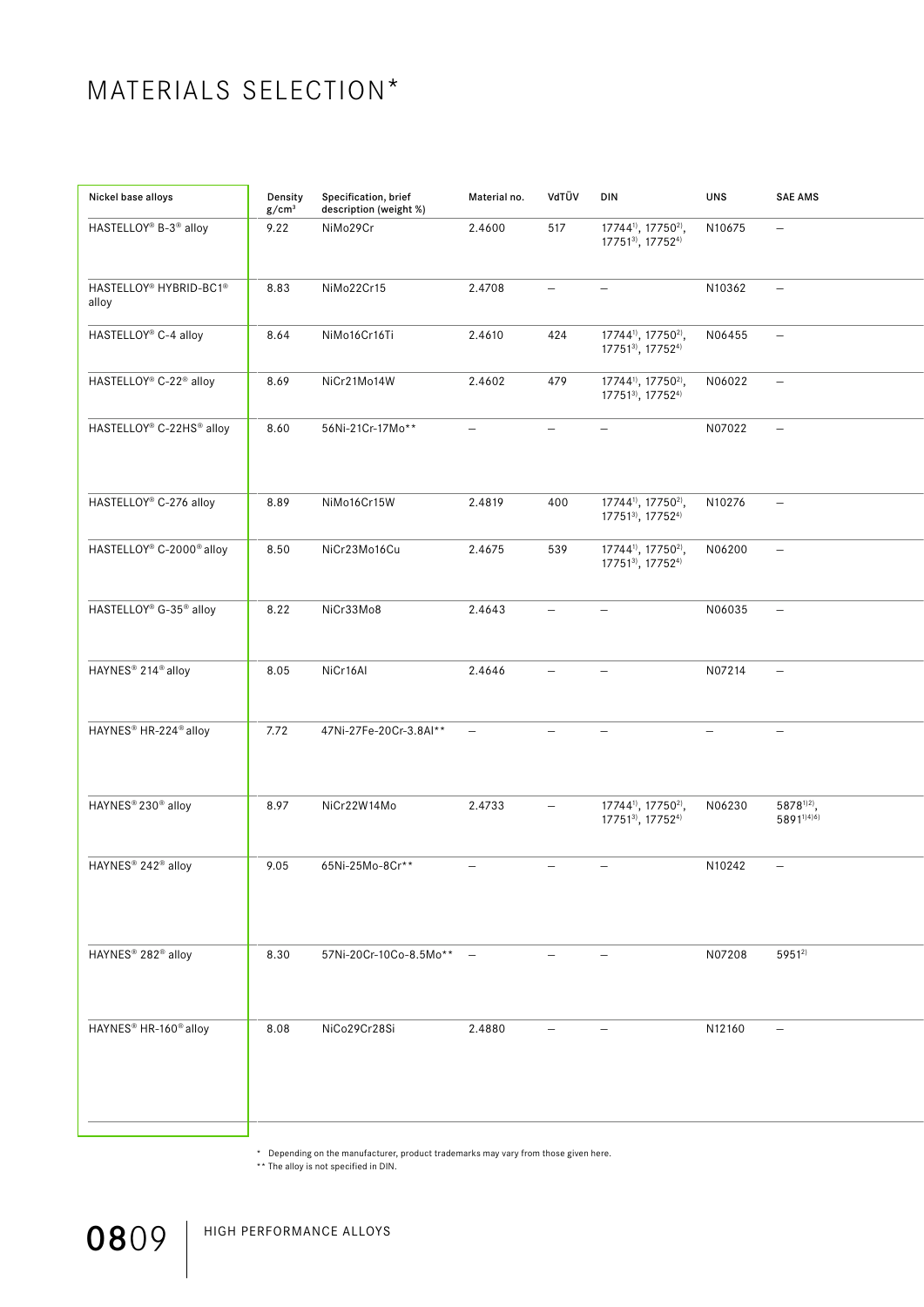# MATERIALS SELECTION*

| Nickel base alloys | Density g/cm³ | Specification, brief description (weight %) | Material no. | VdTÜV | DIN | UNS | SAE AMS |
|---|---|---|---|---|---|---|---|
| HASTELLOY® B-3® alloy | 9.22 | NiMo29Cr | 2.4600 | 517 | 17744[1], 17750[2], 17751[3], 17752[4] | N10675 | – |
| HASTELLOY® HYBRID-BC1® alloy | 8.83 | NiMo22Cr15 | 2.4708 | – | – | N10362 | – |
| HASTELLOY® C-4 alloy | 8.64 | NiMo16Cr16Ti | 2.4610 | 424 | 17744[1], 17750[2], 17751[3], 17752[4] | N06455 | – |
| HASTELLOY® C-22® alloy | 8.69 | NiCr21Mo14W | 2.4602 | 479 | 17744[1], 17750[2], 17751[3], 17752[4] | N06022 | – |
| HASTELLOY® C-22HS® alloy | 8.60 | 56Ni-21Cr-17Mo** | – | – | – | N07022 | – |
| HASTELLOY® C-276 alloy | 8.89 | NiMo16Cr15W | 2.4819 | 400 | 17744[1], 17750[2], 17751[3], 17752[4] | N10276 | – |
| HASTELLOY® C-2000® alloy | 8.50 | NiCr23Mo16Cu | 2.4675 | 539 | 17744[1], 17750[2], 17751[3], 17752[4] | N06200 | – |
| HASTELLOY® G-35® alloy | 8.22 | NiCr33Mo8 | 2.4643 | – | – | N06035 | – |
| HAYNES® 214® alloy | 8.05 | NiCr16Al | 2.4646 | – | – | N07214 | – |
| HAYNES® HR-224® alloy | 7.72 | 47Ni-27Fe-20Cr-3.8Al** | – | – | – | – | – |
| HAYNES® 230® alloy | 8.97 | NiCr22W14Mo | 2.4733 | – | 17744[1], 17750[2], 17751[3], 17752[4] | N06230 | 5878[1][2], 5891[1][4][6] |
| HAYNES® 242® alloy | 9.05 | 65Ni-25Mo-8Cr** | – | – | – | N10242 | – |
| HAYNES® 282® alloy | 8.30 | 57Ni-20Cr-10Co-8.5Mo** | – | – | – | N07208 | 5951[2] |
| HAYNES® HR-160® alloy | 8.08 | NiCo29Cr28Si | 2.4880 | – | – | N12160 | – |

\* Depending on the manufacturer, product trademarks may vary from those given here.
** The alloy is not specified in DIN.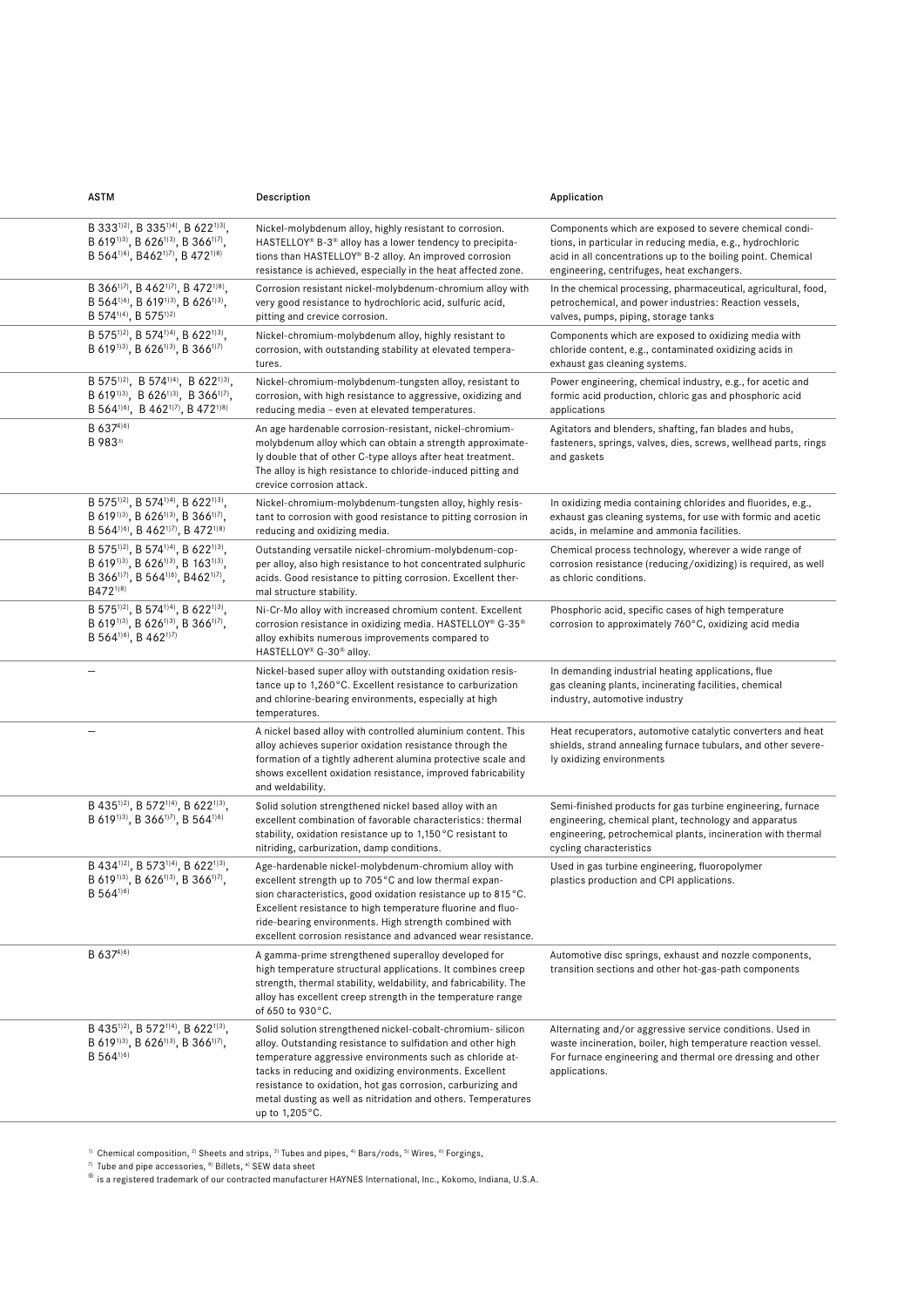| ASTM | Description | Application |
|---|---|---|
| B 333[1)2)], B 335[1)4)], B 622[1)3)], B 619[1)3)], B 626[1)3)], B 366[1)7)], B 564[1)6)], B462[1)7)], B 472[1)8)] | Nickel-molybdenum alloy, highly resistant to corrosion. HASTELLOY® B-3® alloy has a lower tendency to precipitations than HASTELLOY® B-2 alloy. An improved corrosion resistance is achieved, especially in the heat affected zone. | Components which are exposed to severe chemical conditions, in particular in reducing media, e.g., hydrochloric acid in all concentrations up to the boiling point. Chemical engineering, centrifuges, heat exchangers. |
| B 366[1)7)], B 462[1)7)], B 472[1)8)], B 564[1)6)], B 619[1)3)], B 626[1)3)], B 574[1)4)], B 575[1)2)] | Corrosion resistant nickel-molybdenum-chromium alloy with very good resistance to hydrochloric acid, sulfuric acid, pitting and crevice corrosion. | In the chemical processing, pharmaceutical, agricultural, food, petrochemical, and power industries: Reaction vessels, valves, pumps, piping, storage tanks |
| B 575[1)2)], B 574[1)4)], B 622[1)3)], B 619[1)3)], B 626[1)3)], B 366[1)7)] | Nickel-chromium-molybdenum alloy, highly resistant to corrosion, with outstanding stability at elevated temperatures. | Components which are exposed to oxidizing media with chloride content, e.g., contaminated oxidizing acids in exhaust gas cleaning systems. |
| B 575[1)2)], B 574[1)4)], B 622[1)3)], B 619[1)3)], B 626[1)3)], B 366[1)7)], B 564[1)6)], B 462[1)7)], B 472[1)8)] | Nickel-chromium-molybdenum-tungsten alloy, resistant to corrosion, with high resistance to aggressive, oxidizing and reducing media – even at elevated temperatures. | Power engineering, chemical industry, e.g., for acetic and formic acid production, chloric gas and phosphoric acid applications |
| B 637[4)6)] B 983[5)] | An age hardenable corrosion-resistant, nickel-chromium-molybdenum alloy which can obtain a strength approximately double that of other C-type alloys after heat treatment. The alloy is high resistance to chloride-induced pitting and crevice corrosion attack. | Agitators and blenders, shafting, fan blades and hubs, fasteners, springs, valves, dies, screws, wellhead parts, rings and gaskets |
| B 575[1)2)], B 574[1)4)], B 622[1)3)], B 619[1)3)], B 626[1)3)], B 366[1)7)], B 564[1)6)], B 462[1)7)], B 472[1)8)] | Nickel-chromium-molybdenum-tungsten alloy, highly resistant to corrosion with good resistance to pitting corrosion in reducing and oxidizing media. | In oxidizing media containing chlorides and fluorides, e.g., exhaust gas cleaning systems, for use with formic and acetic acids, in melamine and ammonia facilities. |
| B 575[1)2)], B 574[1)4)], B 622[1)3)], B 619[1)3)], B 626[1)3)], B 163[1)3)], B 366[1)7)], B 564[1)6)], B462[1)7)], B472[1)8)] | Outstanding versatile nickel-chromium-molybdenum-copper alloy, also high resistance to hot concentrated sulphuric acids. Good resistance to pitting corrosion. Excellent thermal structure stability. | Chemical process technology, wherever a wide range of corrosion resistance (reducing/oxidizing) is required, as well as chloric conditions. |
| B 575[1)2)], B 574[1)4)], B 622[1)3)], B 619[1)3)], B 626[1)3)], B 366[1)7)], B 564[1)6)], B 462[1)7)] | Ni-Cr-Mo alloy with increased chromium content. Excellent corrosion resistance in oxidizing media. HASTELLOY® G-35® alloy exhibits numerous improvements compared to HASTELLOY® G-30® alloy. | Phosphoric acid, specific cases of high temperature corrosion to approximately 760°C, oxidizing acid media |
| – | Nickel-based super alloy with outstanding oxidation resistance to 1,260°C. Excellent resistance to carburization and chlorine-bearing environments, especially at high temperatures. | In demanding industrial heating applications, flue gas cleaning plants, incinerating facilities, chemical industry, automotive industry |
| – | A nickel based alloy with controlled aluminium content. This alloy achieves superior oxidation resistance through the formation of a tightly adherent alumina protective scale and shows excellent oxidation resistance, improved fabricability and weldability. | Heat recuperators, automotive catalytic converters and heat shields, strand annealing furnace tubulars, and other severely oxidizing environments |
| B 435[1)2)], B 572[1)4)], B 622[1)3)], B 619[1)3)], B 366[1)7)], B 564[1)6)] | Solid solution strengthened nickel based alloy with an excellent combination of favorable characteristics: thermal stability, oxidation resistance up to 1,150°C resistant to nitriding, carburization, damp conditions. | Semi-finished products for gas turbine engineering, furnace engineering, chemical plant, technology and apparatus engineering, petrochemical plants, incineration with thermal cycling characteristics |
| B 434[1)2)], B 573[1)4)], B 622[1)3)], B 619[1)3)], B 626[1)3)], B 366[1)7)], B 564[1)6)] | Age-hardenable nickel-molybdenum-chromium alloy with excellent strength up to 705°C and low thermal expansion characteristics, good oxidation resistance up to 815°C. Excellent resistance to high temperature fluorine and fluoride-bearing environments. High strength combined with excellent corrosion resistance and advanced wear resistance. | Used in gas turbine engineering, fluoropolymer plastics production and CPI applications. |
| B 637[4)6)] | A gamma-prime strengthened superalloy developed for high temperature structural applications. It combines creep strength, thermal stability, weldability, and fabricability. The alloy has excellent creep strength in the temperature range of 650 to 930°C. | Automotive disc springs, exhaust and nozzle components, transition sections and other hot-gas-path components |
| B 435[1)2)], B 572[1)4)], B 622[1)3)], B 619[1)3)], B 626[1)3)], B 366[1)7)], B 564[1)6)] | Solid solution strengthened nickel-cobalt-chromium- silicon alloy. Outstanding resistance to sulfidation and other high temperature aggressive environments such as chloride attacks in reducing and oxidizing environments. Excellent resistance to oxidation, hot gas corrosion, carburizing and metal dusting as well as nitridation and others. Temperatures up to 1,205°C. | Alternating and/or aggressive service conditions. Used in waste incineration, boiler, high temperature reaction vessel. For furnace engineering and thermal ore dressing and other applications. |

[1)] Chemical composition, [2)] Sheets and strips, [3)] Tubes and pipes, [4)] Bars/rods, [5)] Wires, [6)] Forgings,
[7)] Tube and pipe accessories, [8)] Billets, [*)] SEW data sheet
® is a registered trademark of our contracted manufacturer HAYNES International, Inc., Kokomo, Indiana, U.S.A.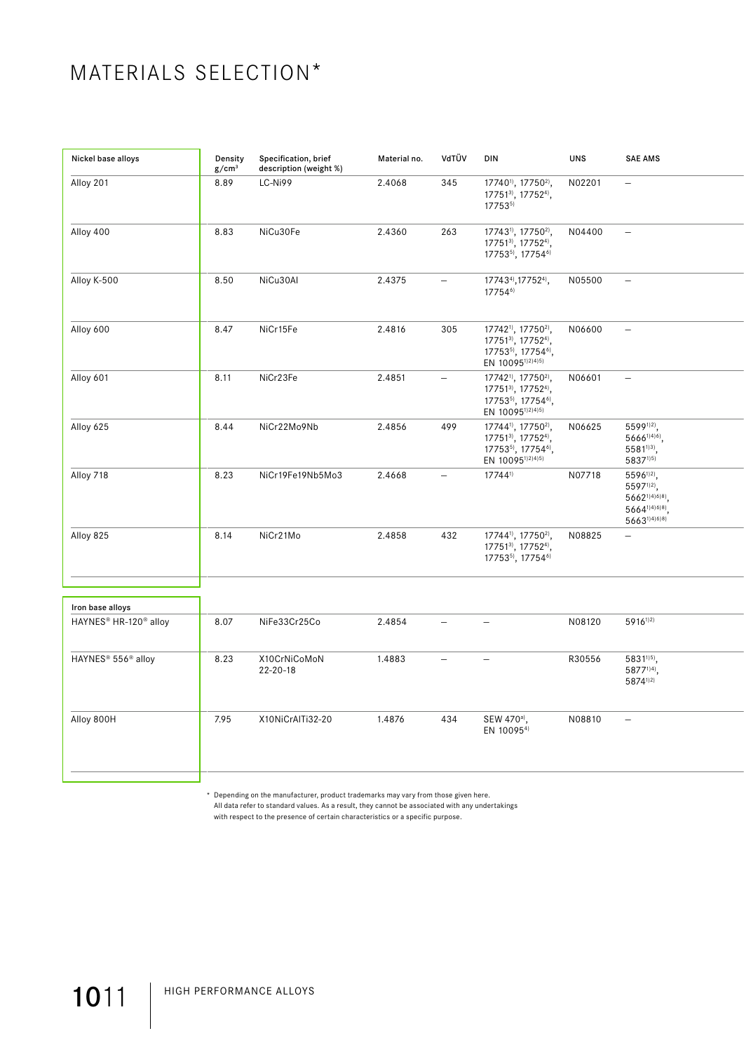# MATERIALS SELECTION*

| Nickel base alloys | Density g/cm³ | Specification, brief description (weight %) | Material no. | VdTÜV | DIN | UNS | SAE AMS |
|---|---|---|---|---|---|---|---|
| Alloy 201 | 8.89 | LC-Ni99 | 2.4068 | 345 | 17740[1], 17750[2], 17751[3], 17752[4], 17753[5] | N02201 | – |
| Alloy 400 | 8.83 | NiCu30Fe | 2.4360 | 263 | 17743[1], 17750[2], 17751[3], 17752[4], 17753[5], 17754[6] | N04400 | – |
| Alloy K-500 | 8.50 | NiCu30Al | 2.4375 | – | 17743[4],17752[4], 17754[6] | N05500 | – |
| Alloy 600 | 8.47 | NiCr15Fe | 2.4816 | 305 | 17742[1], 17750[2], 17751[3], 17752[4], 17753[5], 17754[6], EN 10095[1)2)4)5] | N06600 | – |
| Alloy 601 | 8.11 | NiCr23Fe | 2.4851 | – | 17742[1], 17750[2], 17751[3], 17752[4], 17753[5], 17754[6], EN 10095[1)2)4)5] | N06601 | – |
| Alloy 625 | 8.44 | NiCr22Mo9Nb | 2.4856 | 499 | 17744[1], 17750[2], 17751[3], 17752[4], 17753[5], 17754[6], EN 10095[1)2)4)5] | N06625 | 5599[1)2], 5666[1)4)6], 5581[1)3], 5837[1)5] |
| Alloy 718 | 8.23 | NiCr19Fe19Nb5Mo3 | 2.4668 | – | 17744[1] | N07718 | 5596[1)2], 5597[1)2], 5662[1)4)6)8], 5664[1)4)6)8], 5663[1)4)6)8] |
| Alloy 825 | 8.14 | NiCr21Mo | 2.4858 | 432 | 17744[1], 17750[2], 17751[3], 17752[4], 17753[5], 17754[6] | N08825 | – |
| **Iron base alloys** | | | | | | | |
| HAYNES® HR-120® alloy | 8.07 | NiFe33Cr25Co | 2.4854 | – | – | N08120 | 5916[1)2] |
| HAYNES® 556® alloy | 8.23 | X10CrNiCoMoN 22-20-18 | 1.4883 | – | – | R30556 | 5831[1)5], 5877[1)4], 5874[1)2] |
| Alloy 800H | 7.95 | X10NiCrAlTi32-20 | 1.4876 | 434 | SEW 470[a], EN 10095[4] | N08810 | – |

\* Depending on the manufacturer, product trademarks may vary from those given here.
All data refer to standard values. As a result, they cannot be associated with any undertakings with respect to the presence of certain characteristics or a specific purpose.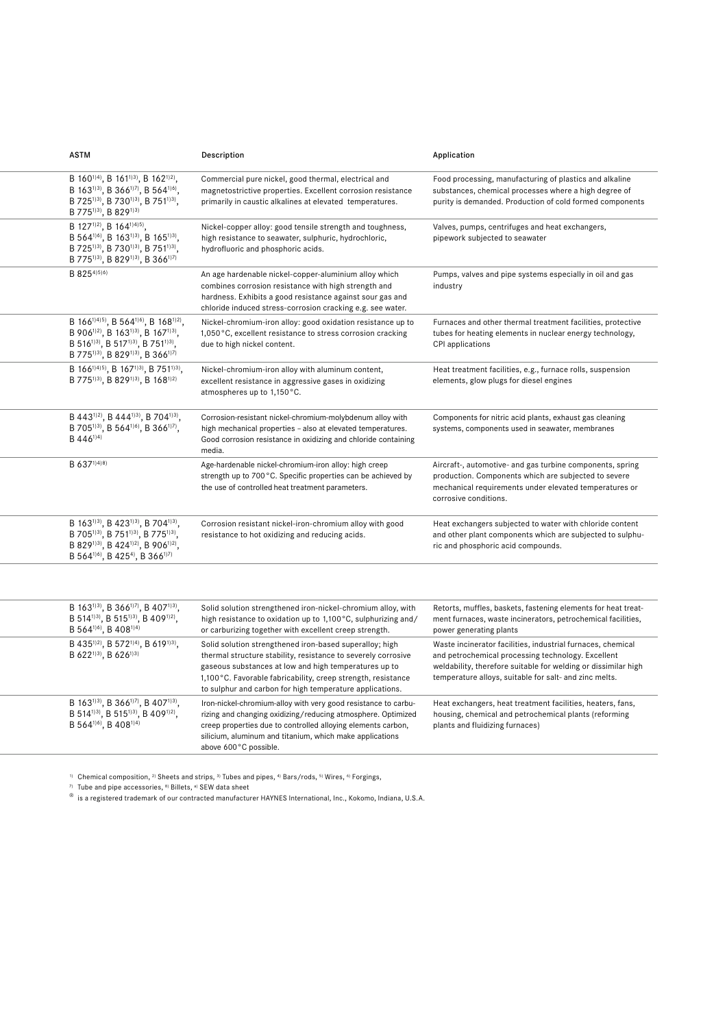| ASTM | Description | Application |
|---|---|---|
| B 160[1)4)], B 161[1)3)], B 162[1)2)], B 163[1)3)], B 366[1)7)], B 564[1)6)], B 725[1)3)], B 730[1)3)], B 751[1)3)], B 775[1)3)], B 829[1)3)] | Commercial pure nickel, good thermal, electrical and magnetostrictive properties. Excellent corrosion resistance primarily in caustic alkalines at elevated temperatures. | Food processing, manufacturing of plastics and alkaline substances, chemical processes where a high degree of purity is demanded. Production of cold formed components |
| B 127[1)2)], B 164[1)4)5)], B 564[1)6)], B 163[1)3)], B 165[1)3)], B 725[1)3)], B 730[1)3)], B 751[1)3)], B 775[1)3)], B 829[1)3)], B 366[1)7)] | Nickel-copper alloy: good tensile strength and toughness, high resistance to seawater, sulphuric, hydrochloric, hydrofluoric and phosphoric acids. | Valves, pumps, centrifuges and heat exchangers, pipework subjected to seawater |
| B 825[4)5)6)] | An age hardenable nickel-copper-aluminium alloy which combines corrosion resistance with high strength and hardness. Exhibits a good resistance against sour gas and chloride induced stress-corrosion cracking e.g. see water. | Pumps, valves and pipe systems especially in oil and gas industry |
| B 166[1)4)5)], B 564[1)6)], B 168[1)2)], B 906[1)2)], B 163[1)3)], B 167[1)3)], B 516[1)3)], B 517[1)3)], B 751[1)3)], B 775[1)3)], B 829[1)3)], B 366[1)7)] | Nickel-chromium-iron alloy: good oxidation resistance up to 1,050 °C, excellent resistance to stress corrosion cracking due to high nickel content. | Furnaces and other thermal treatment facilities, protective tubes for heating elements in nuclear energy technology, CPI applications |
| B 166[1)4)5)], B 167[1)3)], B 751[1)3)], B 775[1)3)], B 829[1)3)], B 168[1)2)] | Nickel-chromium-iron alloy with aluminum content, excellent resistance in aggressive gases in oxidizing atmospheres up to 1,150 °C. | Heat treatment facilities, e.g., furnace rolls, suspension elements, glow plugs for diesel engines |
| B 443[1)2)], B 444[1)3)], B 704[1)3)], B 705[1)3)], B 564[1)6)], B 366[1)7)], B 446[1)4)] | Corrosion-resistant nickel-chromium-molybdenum alloy with high mechanical properties – also at elevated temperatures. Good corrosion resistance in oxidizing and chloride containing media. | Components for nitric acid plants, exhaust gas cleaning systems, components used in seawater, membranes |
| B 637[1)4)8)] | Age-hardenable nickel-chromium-iron alloy: high creep strength up to 700 °C. Specific properties can be achieved by the use of controlled heat treatment parameters. | Aircraft-, automotive- and gas turbine components, spring production. Components which are subjected to severe mechanical requirements under elevated temperatures or corrosive conditions. |
| B 163[1)3)], B 423[1)3)], B 704[1)3)], B 705[1)3)], B 751[1)3)], B 775[1)3)], B 829[1)3)], B 424[1)2)], B 906[1)2)], B 564[1)6)], B 425[4)], B 366[1)7)] | Corrosion resistant nickel-iron-chromium alloy with good resistance to hot oxidizing and reducing acids. | Heat exchangers subjected to water with chloride content and other plant components which are subjected to sulphuric and phosphoric acid compounds. |
| B 163[1)3)], B 366[1)7)], B 407[1)3)], B 514[1)3)], B 515[1)3)], B 409[1)2)], B 564[1)6)], B 408[1)4)] | Solid solution strengthened iron-nickel-chromium alloy, with high resistance to oxidation up to 1,100 °C, sulphurizing and/or carburizing together with excellent creep strength. | Retorts, muffles, baskets, fastening elements for heat treatment furnaces, waste incinerators, petrochemical facilities, power generating plants |
| B 435[1)2)], B 572[1)4)], B 619[1)3)], B 622[1)3)], B 626[1)3)] | Solid solution strengthened iron-based superalloy; high thermal structure stability, resistance to severely corrosive gaseous substances at low and high temperatures up to 1,100 °C. Favorable fabricability, creep strength, resistance to sulphur and carbon for high temperature applications. | Waste incinerator facilities, industrial furnaces, chemical and petrochemical processing technology. Excellent weldability, therefore suitable for welding or dissimilar high temperature alloys, suitable for salt- and zinc melts. |
| B 163[1)3)], B 366[1)7)], B 407[1)3)], B 514[1)3)], B 515[1)3)], B 409[1)2)], B 564[1)6)], B 408[1)4)] | Iron-nickel-chromium-alloy with very good resistance to carburizing and changing oxidizing/reducing atmosphere. Optimized creep properties due to controlled alloying elements carbon, silicium, aluminum and titanium, which make applications above 600 °C possible. | Heat exchangers, heat treatment facilities, heaters, fans, housing, chemical and petrochemical plants (reforming plants and fluidizing furnaces) |

[1)] Chemical composition, [2)] Sheets and strips, [3)] Tubes and pipes, [4)] Bars/rods, [5)] Wires, [6)] Forgings,
[7)] Tube and pipe accessories, [8)] Billets, [a)] SEW data sheet
® is a registered trademark of our contracted manufacturer HAYNES International, Inc., Kokomo, Indiana, U.S.A.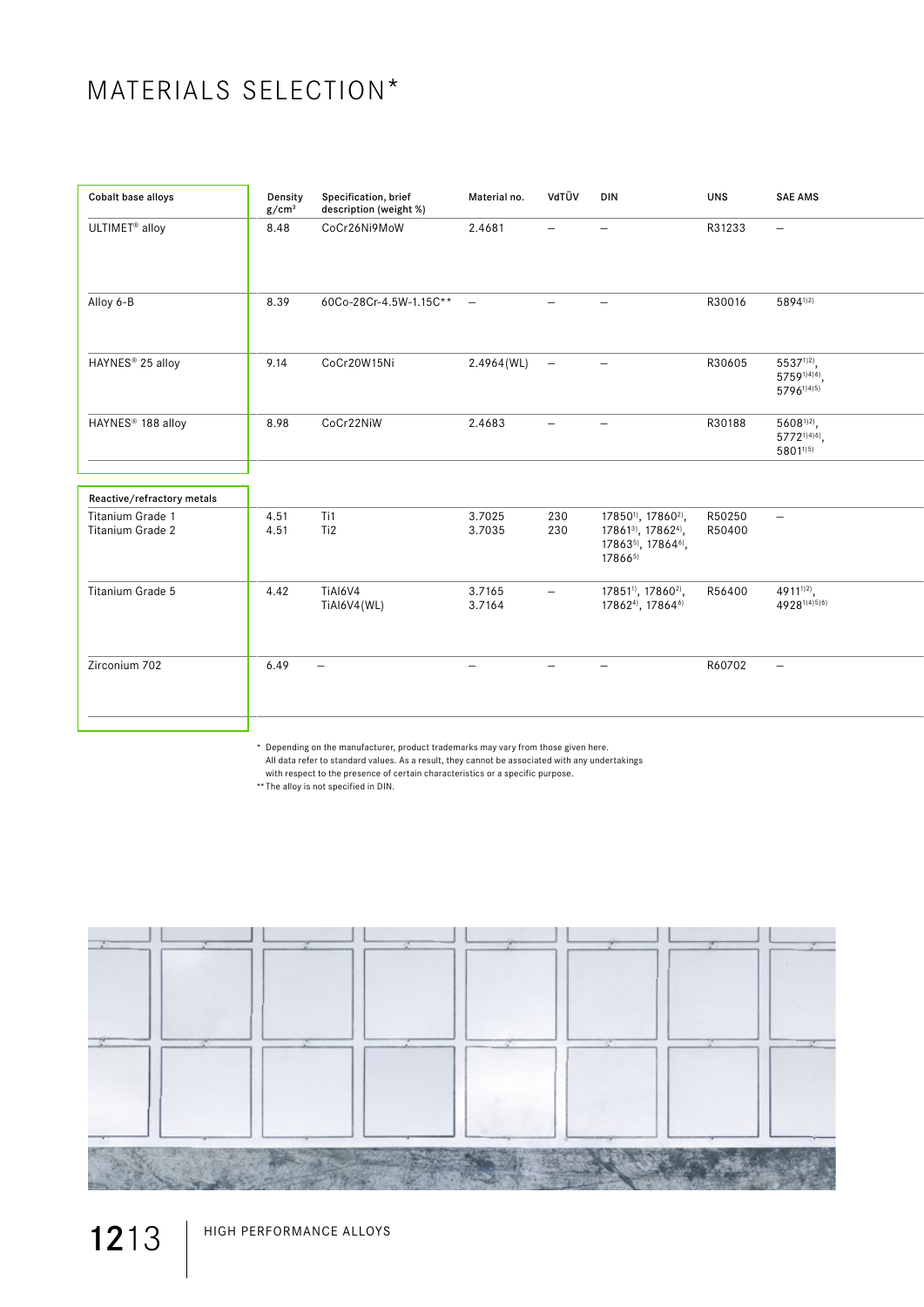// This page's top line is "MATERIALS SELECTION*", a single heading.
# MATERIALS SELECTION*

| Cobalt base alloys | Density g/cm³ | Specification, brief description (weight %) | Material no. | VdTÜV | DIN | UNS | SAE AMS |
|---|---|---|---|---|---|---|---|
| ULTIMET® alloy | 8.48 | CoCr26Ni9MoW | 2.4681 | – | – | R31233 | – |
| Alloy 6-B | 8.39 | 60Co-28Cr-4.5W-1.15C** | – | – | – | R30016 | 5894[1)2)] |
| HAYNES® 25 alloy | 9.14 | CoCr20W15Ni | 2.4964(WL) | – | – | R30605 | 5537[1)2)], 5759[1)4)6)], 5796[1)4)5)] |
| HAYNES® 188 alloy | 8.98 | CoCr22NiW | 2.4683 | – | – | R30188 | 5608[1)2)], 5772[1)4)6)], 5801[1)5)] |

| Reactive/refractory metals | Density g/cm³ | Specification, brief description (weight %) | Material no. | VdTÜV | DIN | UNS | SAE AMS |
|---|---|---|---|---|---|---|---|
| Titanium Grade 1<br>Titanium Grade 2 | 4.51<br>4.51 | Ti1<br>Ti2 | 3.7025<br>3.7035 | 230<br>230 | 17850[1)], 17860[2)], 17861[3)], 17862[4)], 17863[5)], 17864[6)], 17866[5)] | R50250<br>R50400 | – |
| Titanium Grade 5 | 4.42 | TiAl6V4<br>TiAl6V4(WL) | 3.7165<br>3.7164 | – | 17851[1)], 17860[2)], 17862[4)], 17864[6)] | R56400 | 4911[1)2)], 4928[1)4)5)6)] |
| Zirconium 702 | 6.49 | – | – | – | – | R60702 | – |

\* Depending on the manufacturer, product trademarks may vary from those given here. All data refer to standard values. As a result, they cannot be associated with any undertakings with respect to the presence of certain characteristics or a specific purpose.

** The alloy is not specified in DIN.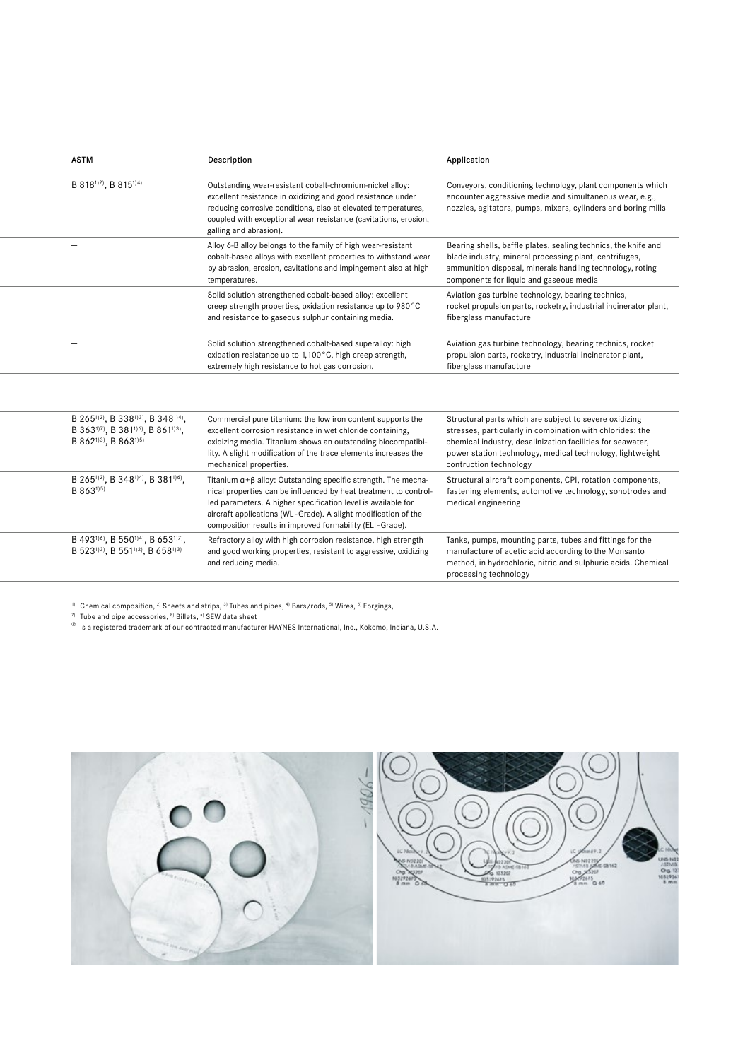| ASTM | Description | Application |
|---|---|---|
| B 818[1)2)], B 815[1)4)] | Outstanding wear-resistant cobalt-chromium-nickel alloy: excellent resistance in oxidizing and good resistance under reducing corrosive conditions, also at elevated temperatures, coupled with exceptional wear resistance (cavitations, erosion, galling and abrasion). | Conveyors, conditioning technology, plant components which encounter aggressive media and simultaneous wear, e.g., nozzles, agitators, pumps, mixers, cylinders and boring mills |
| – | Alloy 6-B alloy belongs to the family of high wear-resistant cobalt-based alloys with excellent properties to withstand wear by abrasion, erosion, cavitations and impingement also at high temperatures. | Bearing shells, baffle plates, sealing technics, the knife and blade industry, mineral processing plant, centrifuges, ammunition disposal, minerals handling technology, roting components for liquid and gaseous media |
| – | Solid solution strengthened cobalt-based alloy: excellent creep strength properties, oxidation resistance up to 980 °C and resistance to gaseous sulphur containing media. | Aviation gas turbine technology, bearing technics, rocket propulsion parts, rocketry, industrial incinerator plant, fiberglass manufacture |
| – | Solid solution strengthened cobalt-based superalloy: high oxidation resistance up to 1,100 °C, high creep strength, extremely high resistance to hot gas corrosion. | Aviation gas turbine technology, bearing technics, rocket propulsion parts, rocketry, industrial incinerator plant, fiberglass manufacture |

| ASTM | Description | Application |
|---|---|---|
| B 265[1)2)], B 338[1)3)], B 348[1)4)], B 363[1)7)], B 381[1)6)], B 861[1)3)], B 862[1)3)], B 863[1)5)] | Commercial pure titanium: the low iron content supports the excellent corrosion resistance in wet chloride containing, oxidizing media. Titanium shows an outstanding biocompatibility. A slight modification of the trace elements increases the mechanical properties. | Structural parts which are subject to severe oxidizing stresses, particularly in combination with chlorides: the chemical industry, desalinization facilities for seawater, power station technology, medical technology, lightweight contruction technology |
| B 265[1)2)], B 348[1)4)], B 381[1)6)], B 863[1)5)] | Titanium $\alpha+\beta$ alloy: Outstanding specific strength. The mechanical properties can be influenced by heat treatment to controlled parameters. A higher specification level is available for aircraft applications (WL-Grade). A slight modification of the composition results in improved formability (ELI-Grade). | Structural aircraft components, CPI, rotation components, fastening elements, automotive technology, sonotrodes and medical engineering |
| B 493[1)6)], B 550[1)4)], B 653[1)7)], B 523[1)3)], B 551[1)2)], B 658[1)3)] | Refractory alloy with high corrosion resistance, high strength and good working properties, resistant to aggressive, oxidizing and reducing media. | Tanks, pumps, mounting parts, tubes and fittings for the manufacture of acetic acid according to the Monsanto method, in hydrochloric, nitric and sulphuric acids. Chemical processing technology |

[1)] Chemical composition, [2)] Sheets and strips, [3)] Tubes and pipes, [4)] Bars/rods, [5)] Wires, [6)] Forgings,
[7)] Tube and pipe accessories, [8)] Billets, [*)] SEW data sheet
® is a registered trademark of our contracted manufacturer HAYNES International, Inc., Kokomo, Indiana, U.S.A.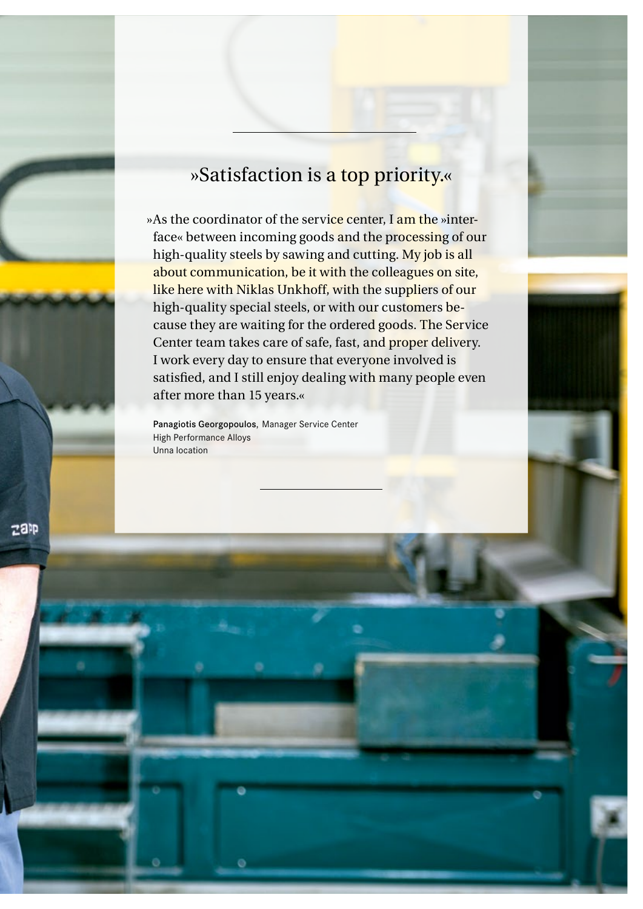## »Satisfaction is a top priority.«

»As the coordinator of the service center, I am the »interface« between incoming goods and the processing of our high-quality steels by sawing and cutting. My job is all about communication, be it with the colleagues on site, like here with Niklas Unkhoff, with the suppliers of our high-quality special steels, or with our customers because they are waiting for the ordered goods. The Service Center team takes care of safe, fast, and proper delivery. I work every day to ensure that everyone involved is satisfied, and I still enjoy dealing with many people even after more than 15 years.«

**Panagiotis Georgopoulos,** Manager Service Center
High Performance Alloys
Unna location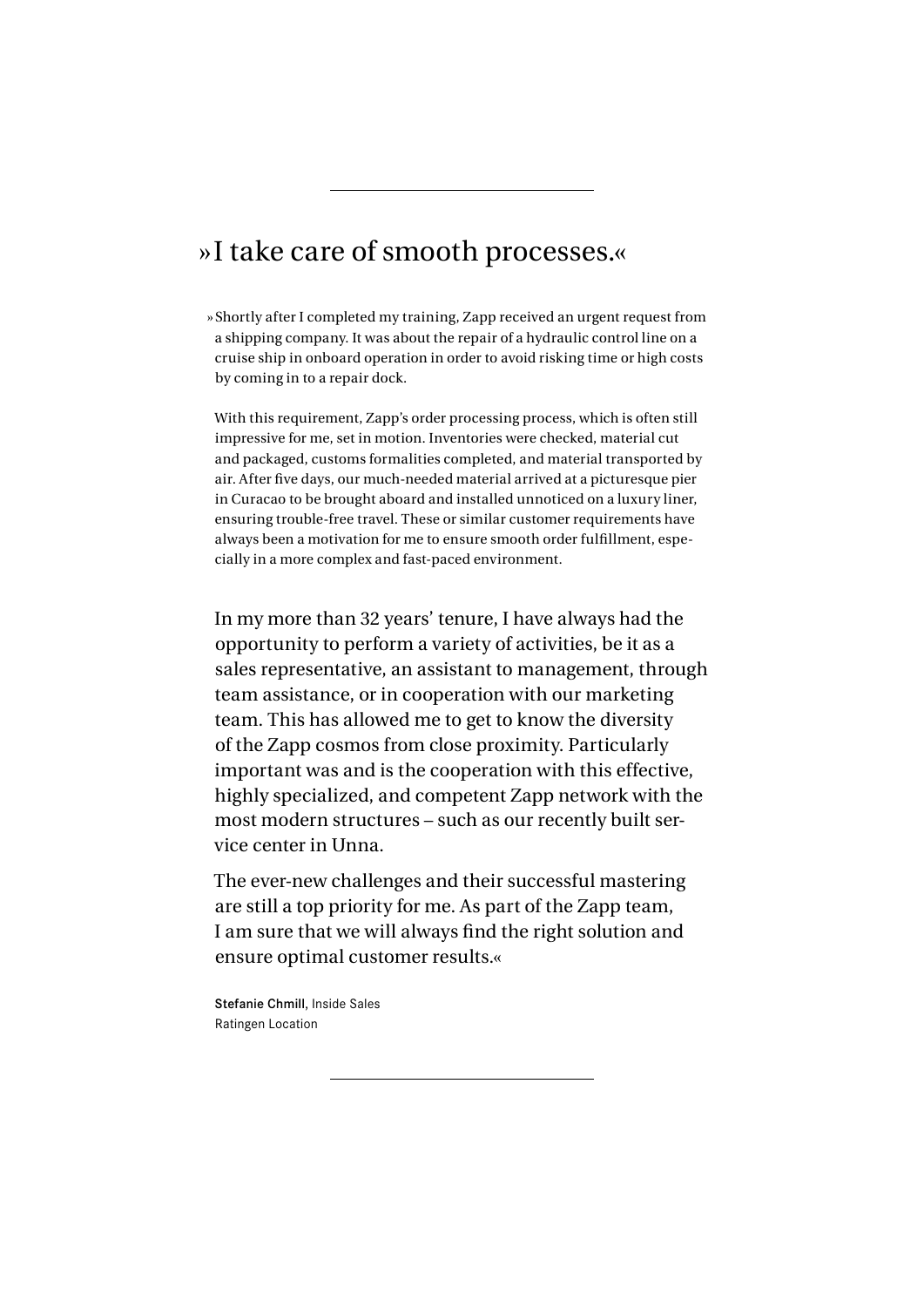# »I take care of smooth processes.«

»Shortly after I completed my training, Zapp received an urgent request from a shipping company. It was about the repair of a hydraulic control line on a cruise ship in onboard operation in order to avoid risking time or high costs by coming in to a repair dock.

With this requirement, Zapp's order processing process, which is often still impressive for me, set in motion. Inventories were checked, material cut and packaged, customs formalities completed, and material transported by air. After five days, our much-needed material arrived at a picturesque pier in Curacao to be brought aboard and installed unnoticed on a luxury liner, ensuring trouble-free travel. These or similar customer requirements have always been a motivation for me to ensure smooth order fulfillment, especially in a more complex and fast-paced environment.

In my more than 32 years' tenure, I have always had the opportunity to perform a variety of activities, be it as a sales representative, an assistant to management, through team assistance, or in cooperation with our marketing team. This has allowed me to get to know the diversity of the Zapp cosmos from close proximity. Particularly important was and is the cooperation with this effective, highly specialized, and competent Zapp network with the most modern structures – such as our recently built service center in Unna.

The ever-new challenges and their successful mastering are still a top priority for me. As part of the Zapp team, I am sure that we will always find the right solution and ensure optimal customer results.«

**Stefanie Chmill,** Inside Sales
Ratingen Location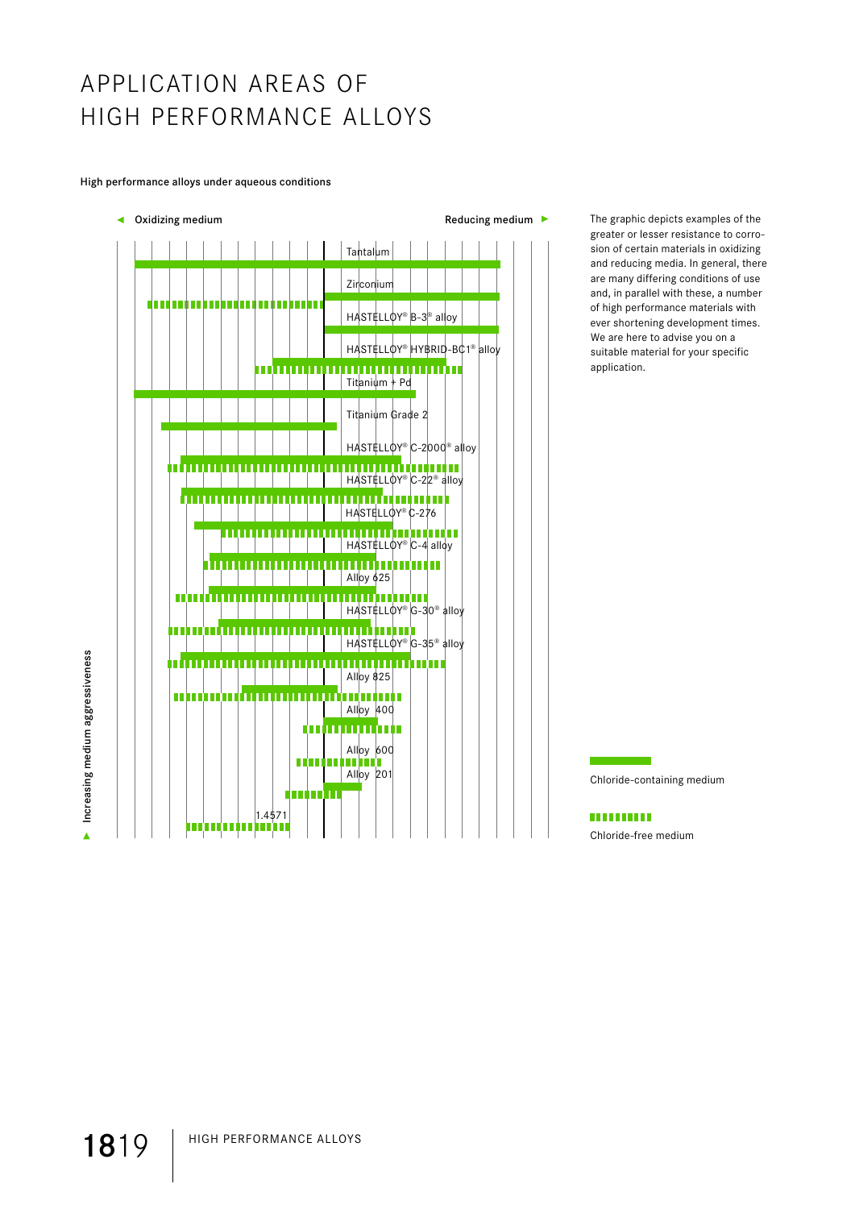# APPLICATION AREAS OF HIGH PERFORMANCE ALLOYS

High performance alloys under aqueous conditions

◄ Oxidizing medium

Reducing medium ►

Tantalum

Zirconium

HASTELLOY® B-3® alloy

HASTELLOY® HYBRID-BC1® alloy

Titanium + Pd

Titanium Grade 2

HASTELLOY® C-2000® alloy

HASTELLOY® C-22® alloy

HASTELLOY® C-276

HASTELLOY® C-4 alloy

Alloy 625

HASTELLOY® G-30® alloy

HASTELLOY® G-35® alloy

Alloy 825

Alloy 400

Alloy 600

Alloy 201

1.4571

▲ Increasing medium aggressiveness

The graphic depicts examples of the greater or lesser resistance to corrosion of certain materials in oxidizing and reducing media. In general, there are many differing conditions of use and, in parallel with these, a number of high performance materials with ever shortening development times. We are here to advise you on a suitable material for your specific application.

Chloride-containing medium

Chloride-free medium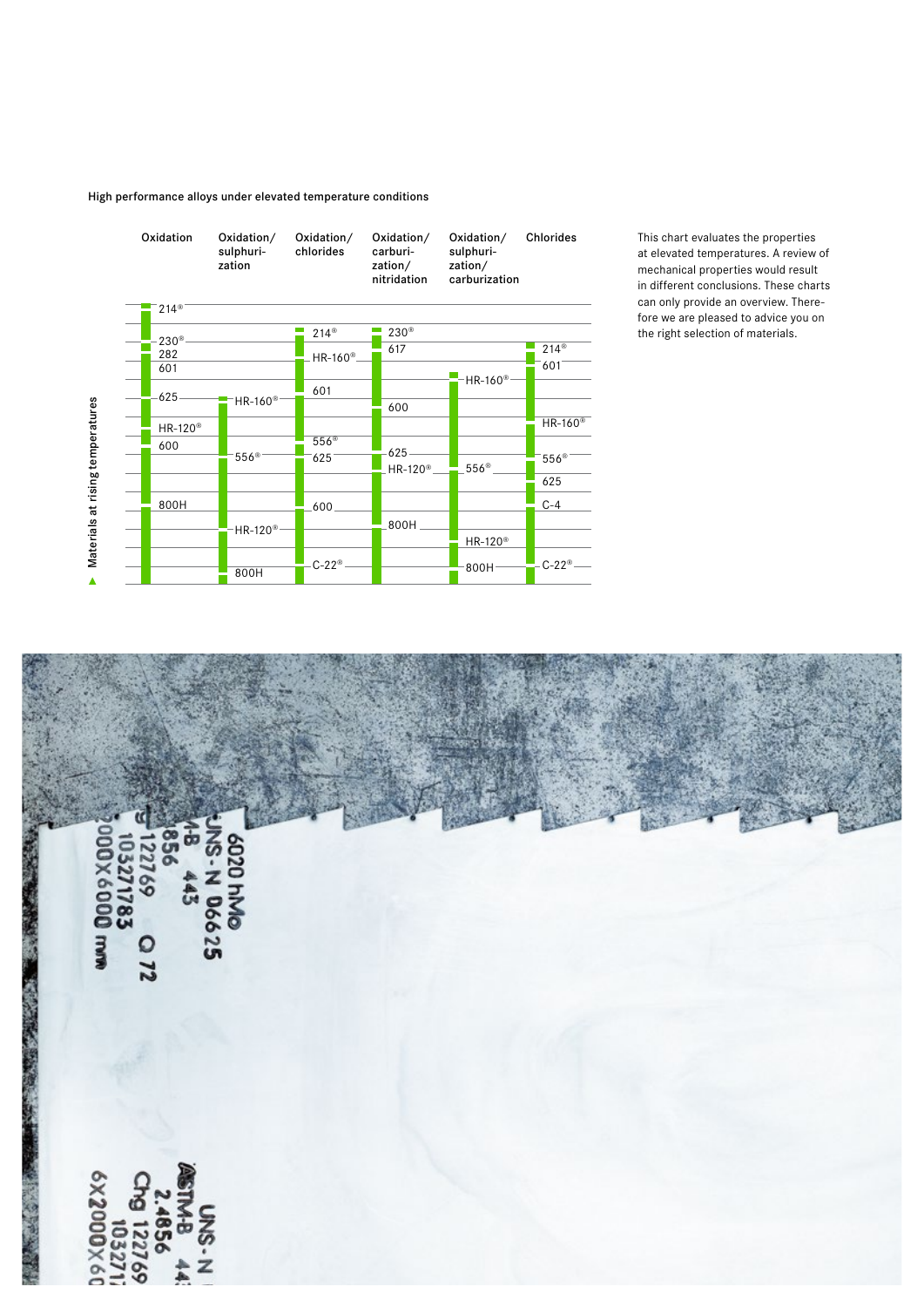High performance alloys under elevated temperature conditions

| Oxidation | Oxidation/ sulphurization | Oxidation/ chlorides | Oxidation/ carburization/ nitridation | Oxidation/ sulphurization/ carburization | Chlorides |
|---|---|---|---|---|---|
| 214® | HR-160® | 214® | 230® | HR-160® | 214® |
| 230® | 556® | HR-160® | 617 | 556® | 601 |
| 282 | HR-120® | 601 | 600 | HR-120® | HR-160® |
| 601 | 800H | 556® | 625 | 800H | 556® |
| 625 | | 625 | HR-120® | | 625 |
| HR-120® | | 600 | 800H | | C-4 |
| 600 | | C-22® | | | C-22® |
| 800H | | | | | |

▲ Materials at rising temperatures

This chart evaluates the properties at elevated temperatures. A review of mechanical properties would result in different conclusions. These charts can only provide an overview. Therefore we are pleased to advice you on the right selection of materials.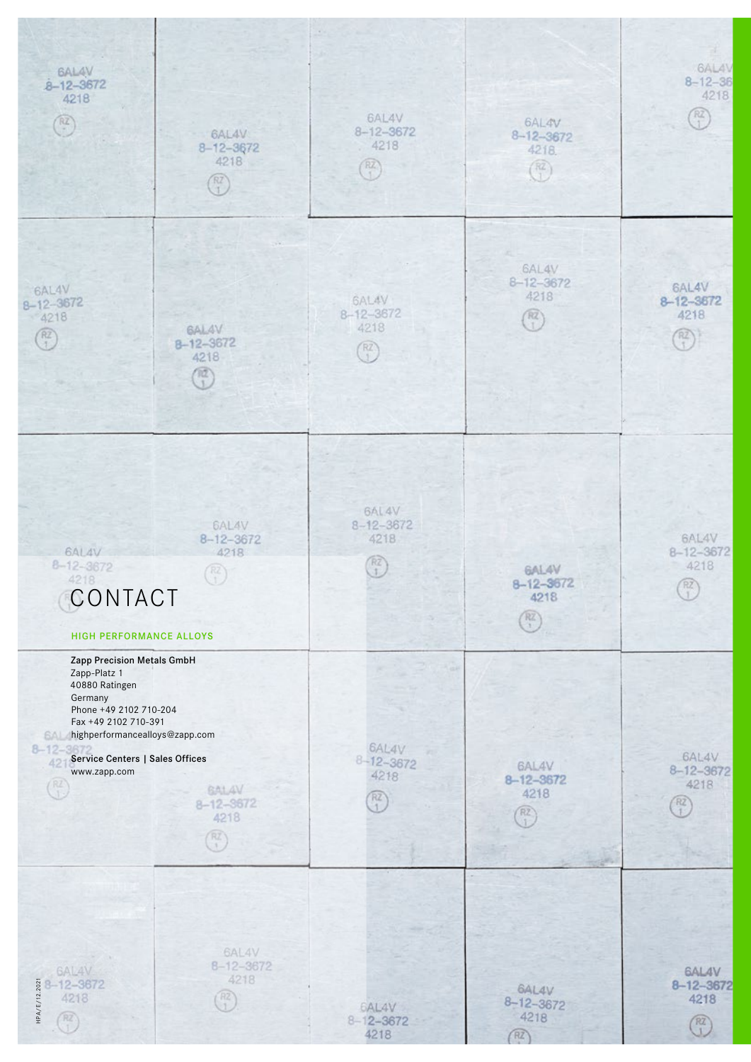# CONTACT

## HIGH PERFORMANCE ALLOYS

**Zapp Precision Metals GmbH**
Zapp-Platz 1
40880 Ratingen
Germany
Phone +49 2102 710-204
Fax +49 2102 710-391
highperformancealloys@zapp.com

**Service Centers | Sales Offices**
www.zapp.com

HPA/E/12.2021